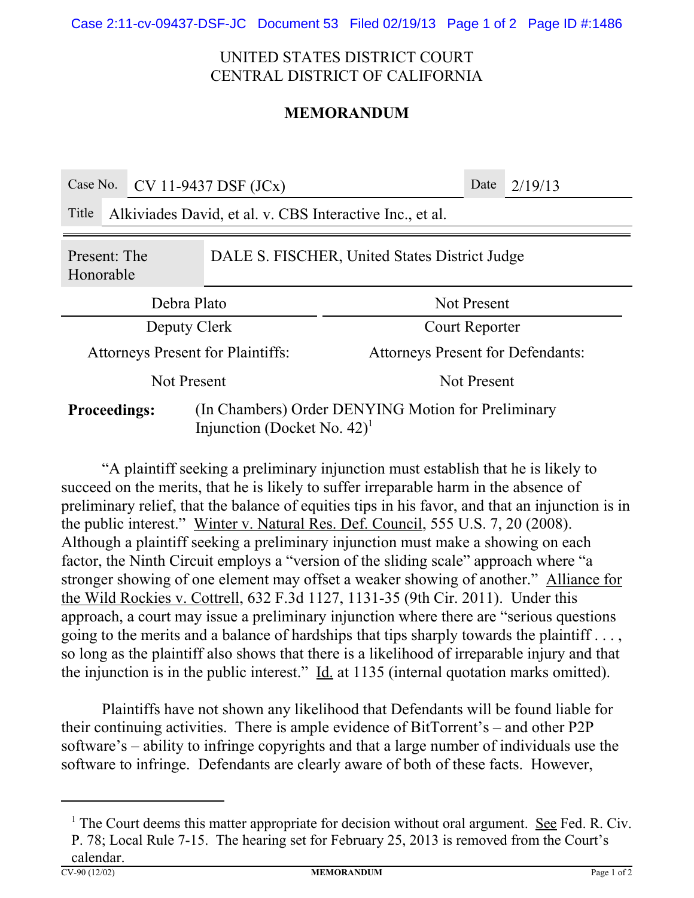UNITED STATES DISTRICT COURT
CENTRAL DISTRICT OF CALIFORNIA

## MEMORANDUM

| Case No. | CV 11-9437 DSF (JCx) | Date | 2/19/13 |
|---|---|---|---|
| Title | Alkiviades David, et al. v. CBS Interactive Inc., et al. | | |

| Present: The Honorable | DALE S. FISCHER, United States District Judge |
|---|---|

| Debra Plato | Not Present |
|---|---|
| Deputy Clerk | Court Reporter |
| Attorneys Present for Plaintiffs: | Attorneys Present for Defendants: |
| Not Present | Not Present |

**Proceedings:** (In Chambers) Order DENYING Motion for Preliminary Injunction (Docket No. 42)[1]

"A plaintiff seeking a preliminary injunction must establish that he is likely to succeed on the merits, that he is likely to suffer irreparable harm in the absence of preliminary relief, that the balance of equities tips in his favor, and that an injunction is in the public interest." Winter v. Natural Res. Def. Council, 555 U.S. 7, 20 (2008). Although a plaintiff seeking a preliminary injunction must make a showing on each factor, the Ninth Circuit employs a "version of the sliding scale" approach where "a stronger showing of one element may offset a weaker showing of another." Alliance for the Wild Rockies v. Cottrell, 632 F.3d 1127, 1131-35 (9th Cir. 2011). Under this approach, a court may issue a preliminary injunction where there are "serious questions going to the merits and a balance of hardships that tips sharply towards the plaintiff . . . , so long as the plaintiff also shows that there is a likelihood of irreparable injury and that the injunction is in the public interest." Id. at 1135 (internal quotation marks omitted).

Plaintiffs have not shown any likelihood that Defendants will be found liable for their continuing activities. There is ample evidence of BitTorrent's – and other P2P software's – ability to infringe copyrights and that a large number of individuals use the software to infringe. Defendants are clearly aware of both of these facts. However,

---

[1] The Court deems this matter appropriate for decision without oral argument. See Fed. R. Civ. P. 78; Local Rule 7-15. The hearing set for February 25, 2013 is removed from the Court's calendar.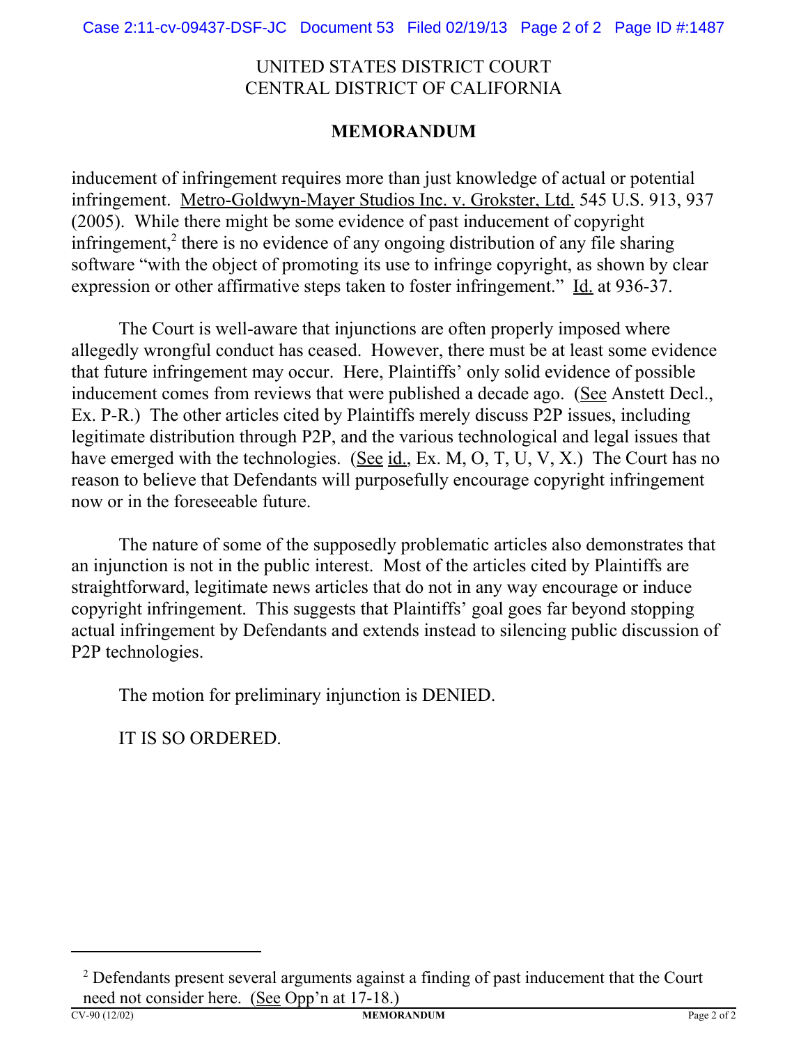UNITED STATES DISTRICT COURT
CENTRAL DISTRICT OF CALIFORNIA

## MEMORANDUM

inducement of infringement requires more than just knowledge of actual or potential infringement. Metro-Goldwyn-Mayer Studios Inc. v. Grokster, Ltd. 545 U.S. 913, 937 (2005). While there might be some evidence of past inducement of copyright infringement,[2] there is no evidence of any ongoing distribution of any file sharing software "with the object of promoting its use to infringe copyright, as shown by clear expression or other affirmative steps taken to foster infringement." Id. at 936-37.

The Court is well-aware that injunctions are often properly imposed where allegedly wrongful conduct has ceased. However, there must be at least some evidence that future infringement may occur. Here, Plaintiffs' only solid evidence of possible inducement comes from reviews that were published a decade ago. (See Anstett Decl., Ex. P-R.) The other articles cited by Plaintiffs merely discuss P2P issues, including legitimate distribution through P2P, and the various technological and legal issues that have emerged with the technologies. (See id., Ex. M, O, T, U, V, X.) The Court has no reason to believe that Defendants will purposefully encourage copyright infringement now or in the foreseeable future.

The nature of some of the supposedly problematic articles also demonstrates that an injunction is not in the public interest. Most of the articles cited by Plaintiffs are straightforward, legitimate news articles that do not in any way encourage or induce copyright infringement. This suggests that Plaintiffs' goal goes far beyond stopping actual infringement by Defendants and extends instead to silencing public discussion of P2P technologies.

The motion for preliminary injunction is DENIED.

IT IS SO ORDERED.

---

[2] Defendants present several arguments against a finding of past inducement that the Court need not consider here. (See Opp'n at 17-18.)